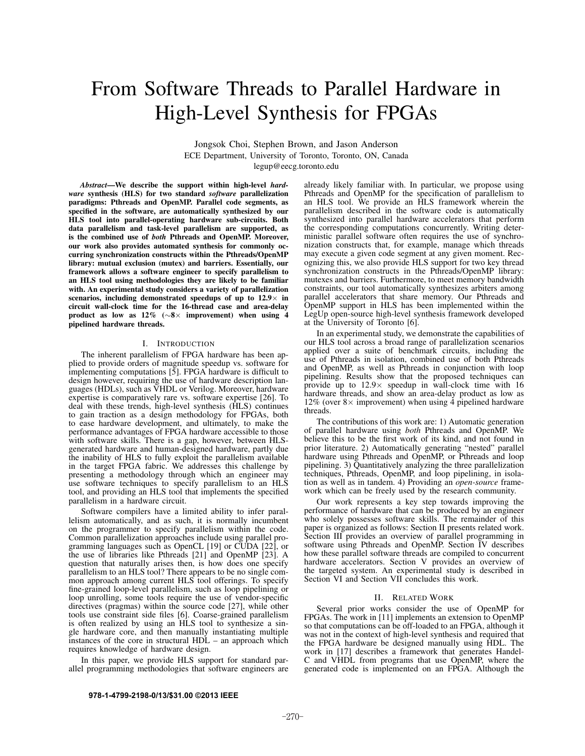# From Software Threads to Parallel Hardware in High-Level Synthesis for FPGAs

Jongsok Choi, Stephen Brown, and Jason Anderson
ECE Department, University of Toronto, Toronto, ON, Canada
legup@eecg.toronto.edu

***Abstract*—We describe the support within high-level *hardware* synthesis (HLS) for two standard *software* parallelization paradigms: Pthreads and OpenMP. Parallel code segments, as specified in the software, are automatically synthesized by our HLS tool into parallel-operating hardware sub-circuits. Both data parallelism and task-level parallelism are supported, as is the combined use of *both* Pthreads and OpenMP. Moreover, our work also provides automated synthesis for commonly occurring synchronization constructs within the Pthreads/OpenMP library: mutual exclusion (mutex) and barriers. Essentially, our framework allows a software engineer to specify parallelism to an HLS tool using methodologies they are likely to be familiar with. An experimental study considers a variety of parallelization scenarios, including demonstrated speedups of up to 12.9× in circuit wall-clock time for the 16-thread case and area-delay product as low as 12% (∼8× improvement) when using 4 pipelined hardware threads.**

## I. Introduction

The inherent parallelism of FPGA hardware has been applied to provide orders of magnitude speedup vs. software for implementing computations [5]. FPGA hardware is difficult to design however, requiring the use of hardware description languages (HDLs), such as VHDL or Verilog. Moreover, hardware expertise is comparatively rare vs. software expertise [26]. To deal with these trends, high-level synthesis (HLS) continues to gain traction as a design methodology for FPGAs, both to ease hardware development, and ultimately, to make the performance advantages of FPGA hardware accessible to those with software skills. There is a gap, however, between HLS-generated hardware and human-designed hardware, partly due the inability of HLS to fully exploit the parallelism available in the target FPGA fabric. We addresses this challenge by presenting a methodology through which an engineer may use software techniques to specify parallelism to an HLS tool, and providing an HLS tool that implements the specified parallelism in a hardware circuit.

Software compilers have a limited ability to infer parallelism automatically, and as such, it is normally incumbent on the programmer to specify parallelism within the code. Common parallelization approaches include using parallel programming languages such as OpenCL [19] or CUDA [22], or the use of libraries like Pthreads [21] and OpenMP [23]. A question that naturally arises then, is how does one specify parallelism to an HLS tool? There appears to be no single common approach among current HLS tool offerings. To specify fine-grained loop-level parallelism, such as loop pipelining or loop unrolling, some tools require the use of vendor-specific directives (pragmas) within the source code [27], while other tools use constraint side files [6]. Coarse-grained parallelism is often realized by using an HLS tool to synthesize a single hardware core, and then manually instantiating multiple instances of the core in structural HDL – an approach which requires knowledge of hardware design.

In this paper, we provide HLS support for standard parallel programming methodologies that software engineers are already likely familiar with. In particular, we propose using Pthreads and OpenMP for the specification of parallelism to an HLS tool. We provide an HLS framework wherein the parallelism described in the software code is automatically synthesized into parallel hardware accelerators that perform the corresponding computations concurrently. Writing deterministic parallel software often requires the use of synchronization constructs that, for example, manage which threads may execute a given code segment at any given moment. Recognizing this, we also provide HLS support for two key thread synchronization constructs in the Pthreads/OpenMP library: mutexes and barriers. Furthermore, to meet memory bandwidth constraints, our tool automatically synthesizes arbiters among parallel accelerators that share memory. Our Pthreads and OpenMP support in HLS has been implemented within the LegUp open-source high-level synthesis framework developed at the University of Toronto [6].

In an experimental study, we demonstrate the capabilities of our HLS tool across a broad range of parallelization scenarios applied over a suite of benchmark circuits, including the use of Pthreads in isolation, combined use of both Pthreads and OpenMP, as well as Pthreads in conjunction with loop pipelining. Results show that the proposed techniques can provide up to 12.9× speedup in wall-clock time with 16 hardware threads, and show an area-delay product as low as 12% (over 8× improvement) when using 4 pipelined hardware threads.

The contributions of this work are: 1) Automatic generation of parallel hardware using *both* Pthreads and OpenMP. We believe this to be the first work of its kind, and not found in prior literature. 2) Automatically generating "nested" parallel hardware using Pthreads and OpenMP, or Pthreads and loop pipelining. 3) Quantitatively analyzing the three parallelization techniques, Pthreads, OpenMP, and loop pipelining, in isolation as well as in tandem. 4) Providing an *open-source* framework which can be freely used by the research community.

Our work represents a key step towards improving the performance of hardware that can be produced by an engineer who solely possesses software skills. The remainder of this paper is organized as follows: Section II presents related work. Section III provides an overview of parallel programming in software using Pthreads and OpenMP. Section IV describes how these parallel software threads are compiled to concurrent hardware accelerators. Section V provides an overview of the targeted system. An experimental study is described in Section VI and Section VII concludes this work.

## II. Related Work

Several prior works consider the use of OpenMP for FPGAs. The work in [11] implements an extension to OpenMP so that computations can be off-loaded to an FPGA, although it was not in the context of high-level synthesis and required that the FPGA hardware be designed manually using HDL. The work in [17] describes a framework that generates Handel-C and VHDL from programs that use OpenMP, where the generated code is implemented on an FPGA. Although the

978-1-4799-2198-0/13/$31.00 ©2013 IEEE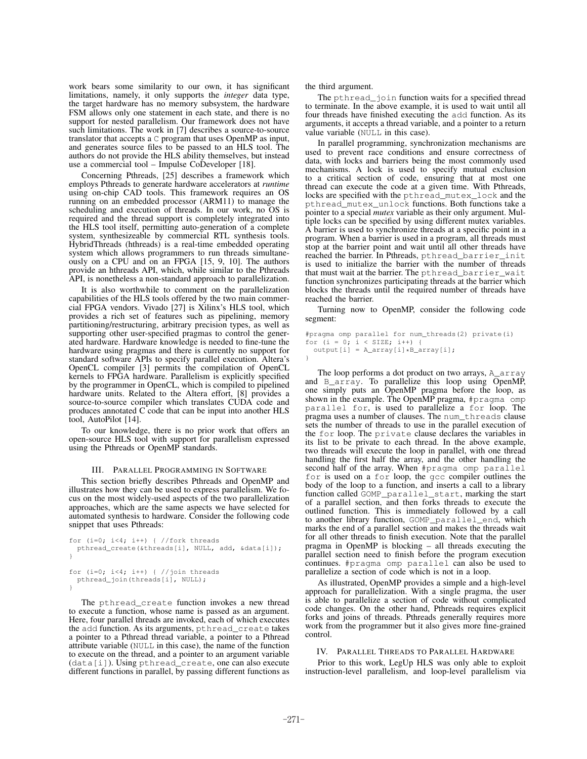work bears some similarity to our own, it has significant limitations, namely, it only supports the *integer* data type, the target hardware has no memory subsystem, the hardware FSM allows only one statement in each state, and there is no support for nested parallelism. Our framework does not have such limitations. The work in [7] describes a source-to-source translator that accepts a C program that uses OpenMP as input, and generates source files to be passed to an HLS tool. The authors do not provide the HLS ability themselves, but instead use a commercial tool – Impulse CoDeveloper [18].

Concerning Pthreads, [25] describes a framework which employs Pthreads to generate hardware accelerators at *runtime* using on-chip CAD tools. This framework requires an OS running on an embedded processor (ARM11) to manage the scheduling and execution of threads. In our work, no OS is required and the thread support is completely integrated into the HLS tool itself, permitting auto-generation of a complete system, synthesizeable by commercial RTL synthesis tools. HybridThreads (hthreads) is a real-time embedded operating system which allows programmers to run threads simultaneously on a CPU and on an FPGA [15, 9, 10]. The authors provide an hthreads API, which, while similar to the Pthreads API, is nonetheless a non-standard approach to parallelization.

It is also worthwhile to comment on the parallelization capabilities of the HLS tools offered by the two main commercial FPGA vendors. Vivado [27] is Xilinx's HLS tool, which provides a rich set of features such as pipelining, memory partitioning/restructuring, arbitrary precision types, as well as supporting other user-specified pragmas to control the generated hardware. Hardware knowledge is needed to fine-tune the hardware using pragmas and there is currently no support for standard software APIs to specify parallel execution. Altera's OpenCL compiler [3] permits the compilation of OpenCL kernels to FPGA hardware. Parallelism is explicitly specified by the programmer in OpenCL, which is compiled to pipelined hardware units. Related to the Altera effort, [8] provides a source-to-source compiler which translates CUDA code and produces annotated C code that can be input into another HLS tool, AutoPilot [14].

To our knowledge, there is no prior work that offers an open-source HLS tool with support for parallelism expressed using the Pthreads or OpenMP standards.

## III. Parallel Programming in Software

This section briefly describes Pthreads and OpenMP and illustrates how they can be used to express parallelism. We focus on the most widely-used aspects of the two parallelization approaches, which are the same aspects we have selected for automated synthesis to hardware. Consider the following code snippet that uses Pthreads:

```
for (i=0; i<4; i++) { //fork threads
  pthread_create(&threads[i], NULL, add, &data[i]);
}

for (i=0; i<4; i++) { //join threads
  pthread_join(threads[i], NULL);
}
```

The `pthread_create` function invokes a new thread to execute a function, whose name is passed as an argument. Here, four parallel threads are invoked, each of which executes the `add` function. As its arguments, `pthread_create` takes a pointer to a Pthread thread variable, a pointer to a Pthread attribute variable (`NULL` in this case), the name of the function to execute on the thread, and a pointer to an argument variable (`data[i]`). Using `pthread_create`, one can also execute different functions in parallel, by passing different functions as the third argument.

The `pthread_join` function waits for a specified thread to terminate. In the above example, it is used to wait until all four threads have finished executing the `add` function. As its arguments, it accepts a thread variable, and a pointer to a return value variable (`NULL` in this case).

In parallel programming, synchronization mechanisms are used to prevent race conditions and ensure correctness of data, with locks and barriers being the most commonly used mechanisms. A lock is used to specify mutual exclusion to a critical section of code, ensuring that at most one thread can execute the code at a given time. With Pthreads, locks are specified with the `pthread_mutex_lock` and the `pthread_mutex_unlock` functions. Both functions take a pointer to a special *mutex* variable as their only argument. Multiple locks can be specified by using different mutex variables. A barrier is used to synchronize threads at a specific point in a program. When a barrier is used in a program, all threads must stop at the barrier point and wait until all other threads have reached the barrier. In Pthreads, `pthread_barrier_init` is used to initialize the barrier with the number of threads that must wait at the barrier. The `pthread_barrier_wait` function synchronizes participating threads at the barrier which blocks the threads until the required number of threads have reached the barrier.

Turning now to OpenMP, consider the following code segment:

```
#pragma omp parallel for num_threads(2) private(i)
for (i = 0; i < SIZE; i++) {
  output[i] = A_array[i]*B_array[i];
}
```

The loop performs a dot product on two arrays, `A_array` and `B_array`. To parallelize this loop using OpenMP, one simply puts an OpenMP pragma before the loop, as shown in the example. The OpenMP pragma, `#pragma omp parallel for`, is used to parallelize a `for` loop. The pragma uses a number of clauses. The `num_threads` clause sets the number of threads to use in the parallel execution of the `for` loop. The `private` clause declares the variables in its list to be private to each thread. In the above example, two threads will execute the loop in parallel, with one thread handling the first half the array, and the other handling the second half of the array. When `#pragma omp parallel for` is used on a `for` loop, the `gcc` compiler outlines the body of the loop to a function, and inserts a call to a library function called `GOMP_parallel_start`, marking the start of a parallel section, and then forks threads to execute the outlined function. This is immediately followed by a call to another library function, `GOMP_parallel_end`, which marks the end of a parallel section and makes the threads wait for all other threads to finish execution. Note that the parallel pragma in OpenMP is blocking – all threads executing the parallel section need to finish before the program execution continues. `#pragma omp parallel` can also be used to parallelize a section of code which is not in a loop.

As illustrated, OpenMP provides a simple and a high-level approach for parallelization. With a single pragma, the user is able to parallelize a section of code without complicated code changes. On the other hand, Pthreads requires explicit forks and joins of threads. Pthreads generally requires more work from the programmer but it also gives more fine-grained control.

## IV. Parallel Threads to Parallel Hardware

Prior to this work, LegUp HLS was only able to exploit instruction-level parallelism, and loop-level parallelism via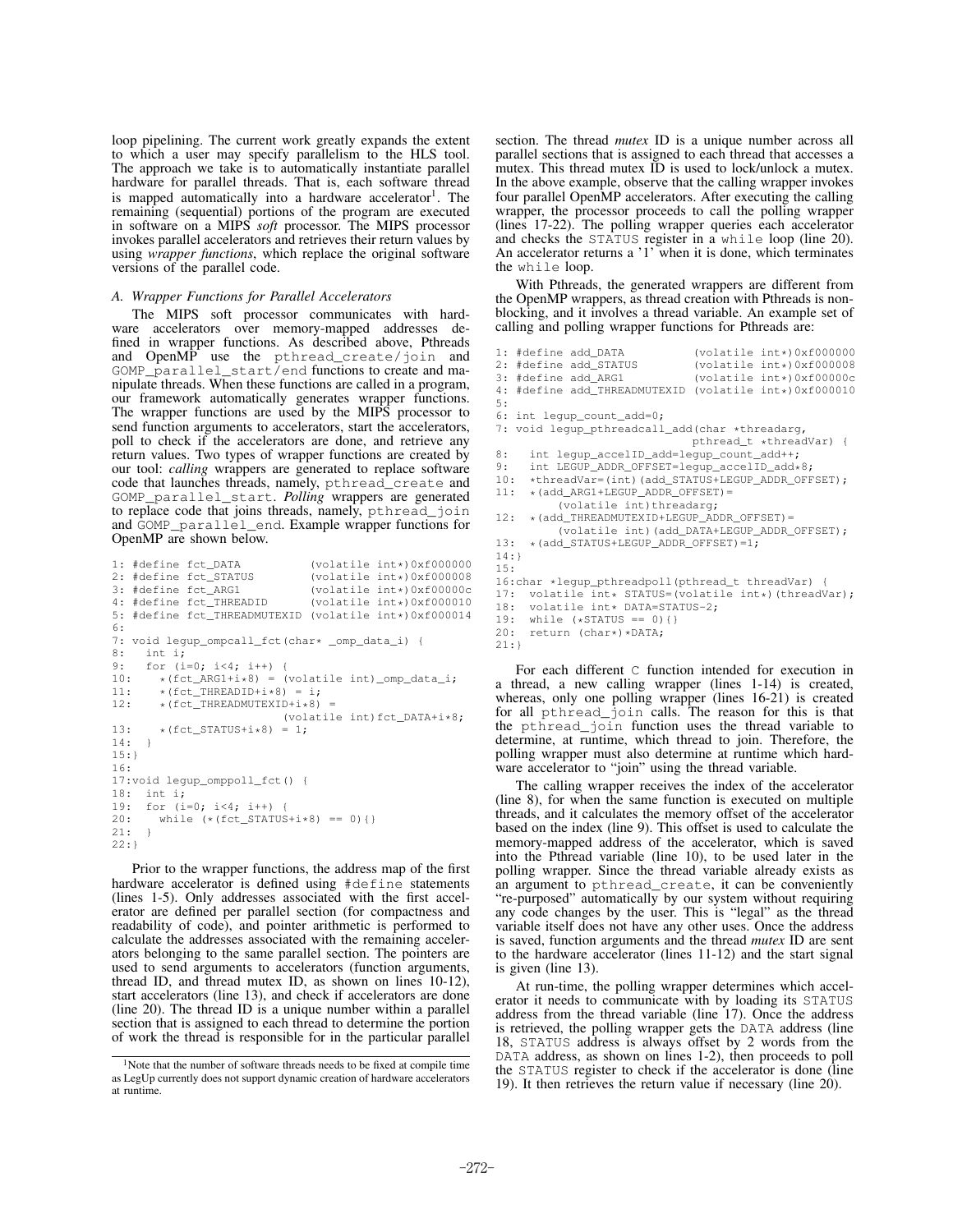loop pipelining. The current work greatly expands the extent to which a user may specify parallelism to the HLS tool. The approach we take is to automatically instantiate parallel hardware for parallel threads. That is, each software thread is mapped automatically into a hardware accelerator[1]. The remaining (sequential) portions of the program are executed in software on a MIPS *soft* processor. The MIPS processor invokes parallel accelerators and retrieves their return values by using *wrapper functions*, which replace the original software versions of the parallel code.

### A. Wrapper Functions for Parallel Accelerators

The MIPS soft processor communicates with hardware accelerators over memory-mapped addresses defined in wrapper functions. As described above, Pthreads and OpenMP use the `pthread_create/join` and `GOMP_parallel_start/end` functions to create and manipulate threads. When these functions are called in a program, our framework automatically generates wrapper functions. The wrapper functions are used by the MIPS processor to send function arguments to accelerators, start the accelerators, poll to check if the accelerators are done, and retrieve any return values. Two types of wrapper functions are created by our tool: *calling* wrappers are generated to replace software code that launches threads, namely, `pthread_create` and `GOMP_parallel_start`. *Polling* wrappers are generated to replace code that joins threads, namely, `pthread_join` and `GOMP_parallel_end`. Example wrapper functions for OpenMP are shown below.

```
1: #define fct_DATA           (volatile int*)0xf000000
2: #define fct_STATUS         (volatile int*)0xf000008
3: #define fct_ARG1           (volatile int*)0xf00000c
4: #define fct_THREADID       (volatile int*)0xf000010
5: #define fct_THREADMUTEXID  (volatile int*)0xf000014
6:
7: void legup_ompcall_fct(char* _omp_data_i) {
8:   int i;
9:   for (i=0; i<4; i++) {
10:     *(fct_ARG1+i*8) = (volatile int)_omp_data_i;
11:     *(fct_THREADID+i*8) = i;
12:     *(fct_THREADMUTEXID+i*8) =
                         (volatile int)fct_DATA+i*8;
13:     *(fct_STATUS+i*8) = 1;
14:   }
15:}
16:
17:void legup_omppoll_fct() {
18:  int i;
19:  for (i=0; i<4; i++) {
20:    while (*(fct_STATUS+i*8) == 0){}
21:  }
22:}
```

Prior to the wrapper functions, the address map of the first hardware accelerator is defined using `#define` statements (lines 1-5). Only addresses associated with the first accelerator are defined per parallel section (for compactness and readability of code), and pointer arithmetic is performed to calculate the addresses associated with the remaining accelerators belonging to the same parallel section. The pointers are used to send arguments to accelerators (function arguments, thread ID, and thread mutex ID, as shown on lines 10-12), start accelerators (line 13), and check if accelerators are done (line 20). The thread ID is a unique number within a parallel section that is assigned to each thread to determine the portion of work the thread is responsible for in the particular parallel section. The thread *mutex* ID is a unique number across all parallel sections that is assigned to each thread that accesses a mutex. This thread mutex ID is used to lock/unlock a mutex. In the above example, observe that the calling wrapper invokes four parallel OpenMP accelerators. After executing the calling wrapper, the processor proceeds to call the polling wrapper (lines 17-22). The polling wrapper queries each accelerator and checks the `STATUS` register in a `while` loop (line 20). An accelerator returns a '1' when it is done, which terminates the `while` loop.

With Pthreads, the generated wrappers are different from the OpenMP wrappers, as thread creation with Pthreads is non-blocking, and it involves a thread variable. An example set of calling and polling wrapper functions for Pthreads are:

```
1: #define add_DATA           (volatile int*)0xf000000
2: #define add_STATUS         (volatile int*)0xf000008
3: #define add_ARG1           (volatile int*)0xf00000c
4: #define add_THREADMUTEXID  (volatile int*)0xf000010
5:
6: int legup_count_add=0;
7: void legup_pthreadcall_add(char *threadarg,
                              pthread_t *threadVar) {
8:   int legup_accelID_add=legup_count_add++;
9:   int LEGUP_ADDR_OFFSET=legup_accelID_add*8;
10:  *threadVar=(int)(add_STATUS+LEGUP_ADDR_OFFSET);
11:  *(add_ARG1+LEGUP_ADDR_OFFSET)=
        (volatile int)threadarg;
12:  *(add_THREADMUTEXID+LEGUP_ADDR_OFFSET)=
        (volatile int)(add_DATA+LEGUP_ADDR_OFFSET);
13:  *(add_STATUS+LEGUP_ADDR_OFFSET)=1;
14:}
15:
16:char *legup_pthreadpoll(pthread_t threadVar) {
17:  volatile int* STATUS=(volatile int*)(threadVar);
18:  volatile int* DATA=STATUS-2;
19:  while (*STATUS == 0){}
20:  return (char*)*DATA;
21:}
```

For each different `C` function intended for execution in a thread, a new calling wrapper (lines 1-14) is created, whereas, only one polling wrapper (lines 16-21) is created for all `pthread_join` calls. The reason for this is that the `pthread_join` function uses the thread variable to determine, at runtime, which thread to join. Therefore, the polling wrapper must also determine at runtime which hardware accelerator to "join" using the thread variable.

The calling wrapper receives the index of the accelerator (line 8), for when the same function is executed on multiple threads, and it calculates the memory offset of the accelerator based on the index (line 9). This offset is used to calculate the memory-mapped address of the accelerator, which is saved into the Pthread variable (line 10), to be used later in the polling wrapper. Since the thread variable already exists as an argument to `pthread_create`, it can be conveniently "re-purposed" automatically by our system without requiring any code changes by the user. This is "legal" as the thread variable itself does not have any other uses. Once the address is saved, function arguments and the thread *mutex* ID are sent to the hardware accelerator (lines 11-12) and the start signal is given (line 13).

At run-time, the polling wrapper determines which accelerator it needs to communicate with by loading its `STATUS` address from the thread variable (line 17). Once the address is retrieved, the polling wrapper gets the `DATA` address (line 18, `STATUS` address is always offset by 2 words from the `DATA` address, as shown on lines 1-2), then proceeds to poll the `STATUS` register to check if the accelerator is done (line 19). It then retrieves the return value if necessary (line 20).

[1]Note that the number of software threads needs to be fixed at compile time as LegUp currently does not support dynamic creation of hardware accelerators at runtime.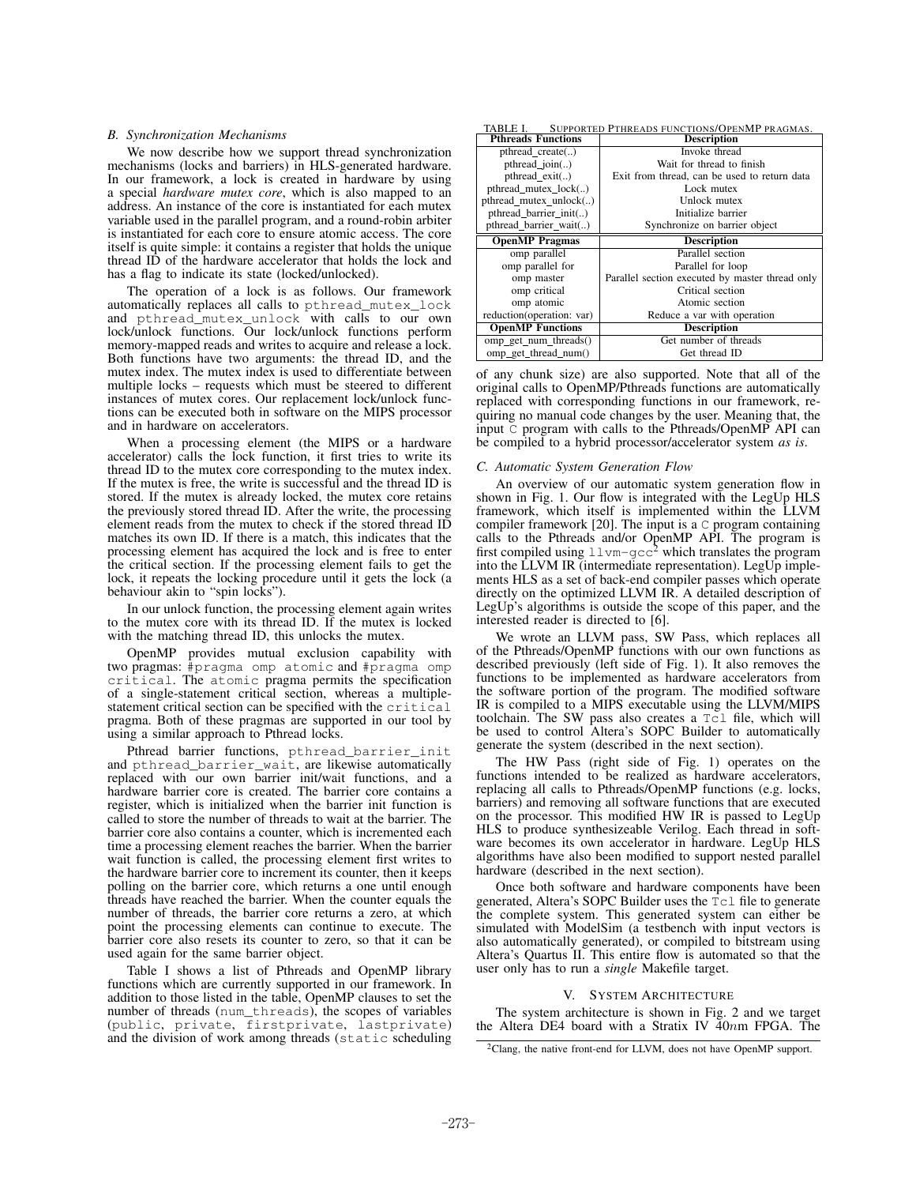### B. Synchronization Mechanisms

We now describe how we support thread synchronization mechanisms (locks and barriers) in HLS-generated hardware. In our framework, a lock is created in hardware by using a special *hardware mutex core*, which is also mapped to an address. An instance of the core is instantiated for each mutex variable used in the parallel program, and a round-robin arbiter is instantiated for each core to ensure atomic access. The core itself is quite simple: it contains a register that holds the unique thread ID of the hardware accelerator that holds the lock and has a flag to indicate its state (locked/unlocked).

The operation of a lock is as follows. Our framework automatically replaces all calls to `pthread_mutex_lock` and `pthread_mutex_unlock` with calls to our own lock/unlock functions. Our lock/unlock functions perform memory-mapped reads and writes to acquire and release a lock. Both functions have two arguments: the thread ID, and the mutex index. The mutex index is used to differentiate between multiple locks – requests which must be steered to different instances of mutex cores. Our replacement lock/unlock functions can be executed both in software on the MIPS processor and in hardware on accelerators.

When a processing element (the MIPS or a hardware accelerator) calls the lock function, it first tries to write its thread ID to the mutex core corresponding to the mutex index. If the mutex is free, the write is successful and the thread ID is stored. If the mutex is already locked, the mutex core retains the previously stored thread ID. After the write, the processing element reads from the mutex to check if the stored thread ID matches its own ID. If there is a match, this indicates that the processing element has acquired the lock and is free to enter the critical section. If the processing element fails to get the lock, it repeats the locking procedure until it gets the lock (a behaviour akin to "spin locks").

In our unlock function, the processing element again writes to the mutex core with its thread ID. If the mutex is locked with the matching thread ID, this unlocks the mutex.

OpenMP provides mutual exclusion capability with two pragmas: `#pragma omp atomic` and `#pragma omp critical`. The `atomic` pragma permits the specification of a single-statement critical section, whereas a multiple-statement critical section can be specified with the `critical` pragma. Both of these pragmas are supported in our tool by using a similar approach to Pthread locks.

Pthread barrier functions, `pthread_barrier_init` and `pthread_barrier_wait`, are likewise automatically replaced with our own barrier init/wait functions, and a hardware barrier core is created. The barrier core contains a register, which is initialized when the barrier init function is called to store the number of threads to wait at the barrier. The barrier core also contains a counter, which is incremented each time a processing element reaches the barrier. When the barrier wait function is called, the processing element first writes to the hardware barrier core to increment its counter, then it keeps polling on the barrier core, which returns a one until enough threads have reached the barrier. When the counter equals the number of threads, the barrier core returns a zero, at which point the processing elements can continue to execute. The barrier core also resets its counter to zero, so that it can be used again for the same barrier object.

Table I shows a list of Pthreads and OpenMP library functions which are currently supported in our framework. In addition to those listed in the table, OpenMP clauses to set the number of threads (`num_threads`), the scopes of variables (`public`, `private`, `firstprivate`, `lastprivate`) and the division of work among threads (`static` scheduling of any chunk size) are also supported. Note that all of the original calls to OpenMP/Pthreads functions are automatically replaced with corresponding functions in our framework, requiring no manual code changes by the user. Meaning that, the input `C` program with calls to the Pthreads/OpenMP API can be compiled to a hybrid processor/accelerator system *as is*.

TABLE I. Supported Pthreads functions/OpenMP pragmas.

| Pthreads Functions | Description |
|---|---|
| pthread_create(..) | Invoke thread |
| pthread_join(..) | Wait for thread to finish |
| pthread_exit(..) | Exit from thread, can be used to return data |
| pthread_mutex_lock(..) | Lock mutex |
| pthread_mutex_unlock(..) | Unlock mutex |
| pthread_barrier_init(..) | Initialize barrier |
| pthread_barrier_wait(..) | Synchronize on barrier object |
| **OpenMP Pragmas** | **Description** |
| omp parallel | Parallel section |
| omp parallel for | Parallel for loop |
| omp master | Parallel section executed by master thread only |
| omp critical | Critical section |
| omp atomic | Atomic section |
| reduction(operation: var) | Reduce a var with operation |
| **OpenMP Functions** | **Description** |
| omp_get_num_threads() | Get number of threads |
| omp_get_thread_num() | Get thread ID |

### C. Automatic System Generation Flow

An overview of our automatic system generation flow in shown in Fig. 1. Our flow is integrated with the LegUp HLS framework, which itself is implemented within the LLVM compiler framework [20]. The input is a `C` program containing calls to the Pthreads and/or OpenMP API. The program is first compiled using `llvm-gcc`[2] which translates the program into the LLVM IR (intermediate representation). LegUp implements HLS as a set of back-end compiler passes which operate directly on the optimized LLVM IR. A detailed description of LegUp's algorithms is outside the scope of this paper, and the interested reader is directed to [6].

We wrote an LLVM pass, SW Pass, which replaces all of the Pthreads/OpenMP functions with our own functions as described previously (left side of Fig. 1). It also removes the functions to be implemented as hardware accelerators from the software portion of the program. The modified software IR is compiled to a MIPS executable using the LLVM/MIPS toolchain. The SW pass also creates a `Tcl` file, which will be used to control Altera's SOPC Builder to automatically generate the system (described in the next section).

The HW Pass (right side of Fig. 1) operates on the functions intended to be realized as hardware accelerators, replacing all calls to Pthreads/OpenMP functions (e.g. locks, barriers) and removing all software functions that are executed on the processor. This modified HW IR is passed to LegUp HLS to produce synthesizeable Verilog. Each thread in software becomes its own accelerator in hardware. LegUp HLS algorithms have also been modified to support nested parallel hardware (described in the next section).

Once both software and hardware components have been generated, Altera's SOPC Builder uses the `Tcl` file to generate the complete system. This generated system can either be simulated with ModelSim (a testbench with input vectors is also automatically generated), or compiled to bitstream using Altera's Quartus II. This entire flow is automated so that the user only has to run a *single* Makefile target.

## V. System Architecture

The system architecture is shown in Fig. 2 and we target the Altera DE4 board with a Stratix IV 40$nm$ FPGA. The

[2] Clang, the native front-end for LLVM, does not have OpenMP support.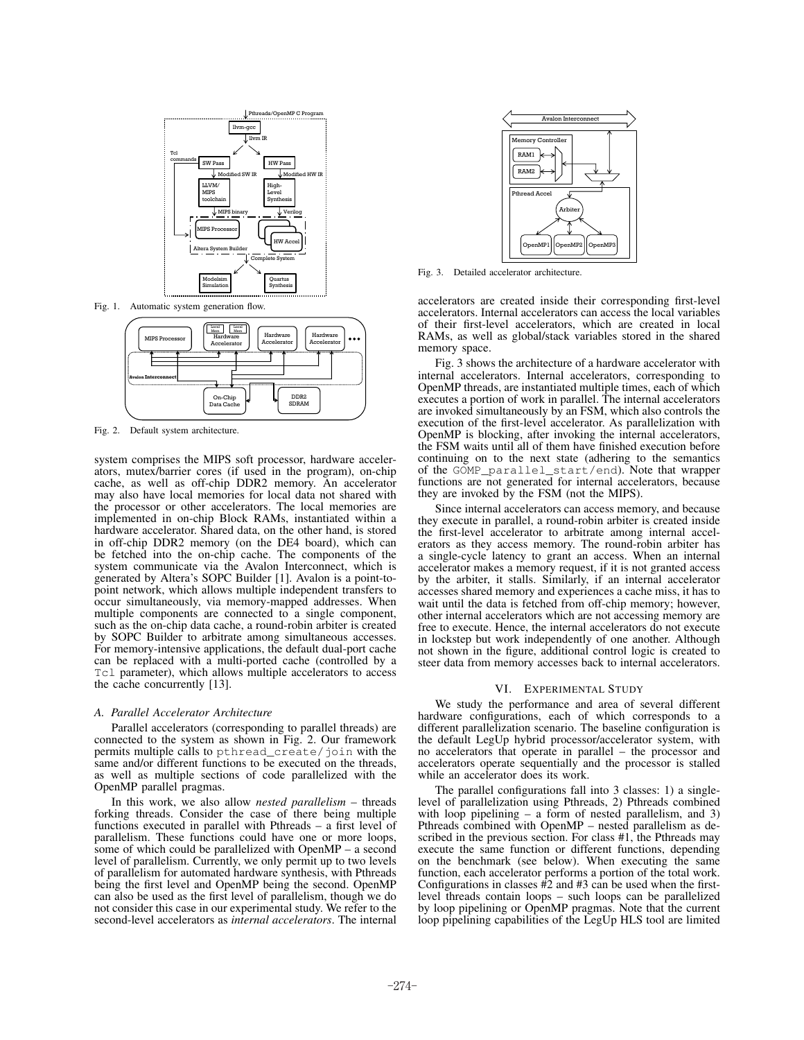Pthreads/OpenMP C Program

llvm-gcc

llvm IR

Tcl commands

SW Pass

HW Pass

Modified SW IR

Modified HW IR

LLVM/ MIPS toolchain

High-Level Synthesis

MIPS binary

Verilog

MIPS Processor

HW Accel

Altera System Builder

Complete System

Modelsim Simulation

Quartus Synthesis

Fig. 1. Automatic system generation flow.

MIPS Processor

Local Mem

Local Mem

Hardware Accelerator

Hardware Accelerator

Hardware Accelerator

Avalon Interconnect

On-Chip Data Cache

DDR2 SDRAM

Fig. 2. Default system architecture.

system comprises the MIPS soft processor, hardware accelerators, mutex/barrier cores (if used in the program), on-chip cache, as well as off-chip DDR2 memory. An accelerator may also have local memories for local data not shared with the processor or other accelerators. The local memories are implemented in on-chip Block RAMs, instantiated within a hardware accelerator. Shared data, on the other hand, is stored in off-chip DDR2 memory (on the DE4 board), which can be fetched into the on-chip cache. The components of the system communicate via the Avalon Interconnect, which is generated by Altera's SOPC Builder [1]. Avalon is a point-to-point network, which allows multiple independent transfers to occur simultaneously, via memory-mapped addresses. When multiple components are connected to a single component, such as the on-chip data cache, a round-robin arbiter is created by SOPC Builder to arbitrate among simultaneous accesses. For memory-intensive applications, the default dual-port cache can be replaced with a multi-ported cache (controlled by a `Tcl` parameter), which allows multiple accelerators to access the cache concurrently [13].

### A. Parallel Accelerator Architecture

Parallel accelerators (corresponding to parallel threads) are connected to the system as shown in Fig. 2. Our framework permits multiple calls to `pthread_create/join` with the same and/or different functions to be executed on the threads, as well as multiple sections of code parallelized with the OpenMP parallel pragmas.

In this work, we also allow *nested parallelism* – threads forking threads. Consider the case of there being multiple functions executed in parallel with Pthreads – a first level of parallelism. These functions could have one or more loops, some of which could be parallelized with OpenMP – a second level of parallelism. Currently, we only permit up to two levels of parallelism for automated hardware synthesis, with Pthreads being the first level and OpenMP being the second. OpenMP can also be used as the first level of parallelism, though we do not consider this case in our experimental study. We refer to the second-level accelerators as *internal accelerators*. The internal accelerators are created inside their corresponding first-level accelerators. Internal accelerators can access the local variables of their first-level accelerators, which are created in local RAMs, as well as global/stack variables stored in the shared memory space.

Avalon Interconnect

Memory Controller

RAM1

RAM2

Pthread Accel

Arbiter

OpenMP1

OpenMP2

OpenMP3

Fig. 3. Detailed accelerator architecture.

Fig. 3 shows the architecture of a hardware accelerator with internal accelerators. Internal accelerators, corresponding to OpenMP threads, are instantiated multiple times, each of which executes a portion of work in parallel. The internal accelerators are invoked simultaneously by an FSM, which also controls the execution of the first-level accelerator. As parallelization with OpenMP is blocking, after invoking the internal accelerators, the FSM waits until all of them have finished execution before continuing on to the next state (adhering to the semantics of the `GOMP_parallel_start/end`). Note that wrapper functions are not generated for internal accelerators, because they are invoked by the FSM (not the MIPS).

Since internal accelerators can access memory, and because they execute in parallel, a round-robin arbiter is created inside the first-level accelerator to arbitrate among internal accelerators as they access memory. The round-robin arbiter has a single-cycle latency to grant an access. When an internal accelerator makes a memory request, if it is not granted access by the arbiter, it stalls. Similarly, if an internal accelerator accesses shared memory and experiences a cache miss, it has to wait until the data is fetched from off-chip memory; however, other internal accelerators which are not accessing memory are free to execute. Hence, the internal accelerators do not execute in lockstep but work independently of one another. Although not shown in the figure, additional control logic is created to steer data from memory accesses back to internal accelerators.

## VI. Experimental Study

We study the performance and area of several different hardware configurations, each of which corresponds to a different parallelization scenario. The baseline configuration is the default LegUp hybrid processor/accelerator system, with no accelerators that operate in parallel – the processor and accelerators operate sequentially and the processor is stalled while an accelerator does its work.

The parallel configurations fall into 3 classes: 1) a single-level of parallelization using Pthreads, 2) Pthreads combined with loop pipelining – a form of nested parallelism, and 3) Pthreads combined with OpenMP – nested parallelism as described in the previous section. For class #1, the Pthreads may execute the same function or different functions, depending on the benchmark (see below). When executing the same function, each accelerator performs a portion of the total work. Configurations in classes #2 and #3 can be used when the first-level threads contain loops – such loops can be parallelized by loop pipelining or OpenMP pragmas. Note that the current loop pipelining capabilities of the LegUp HLS tool are limited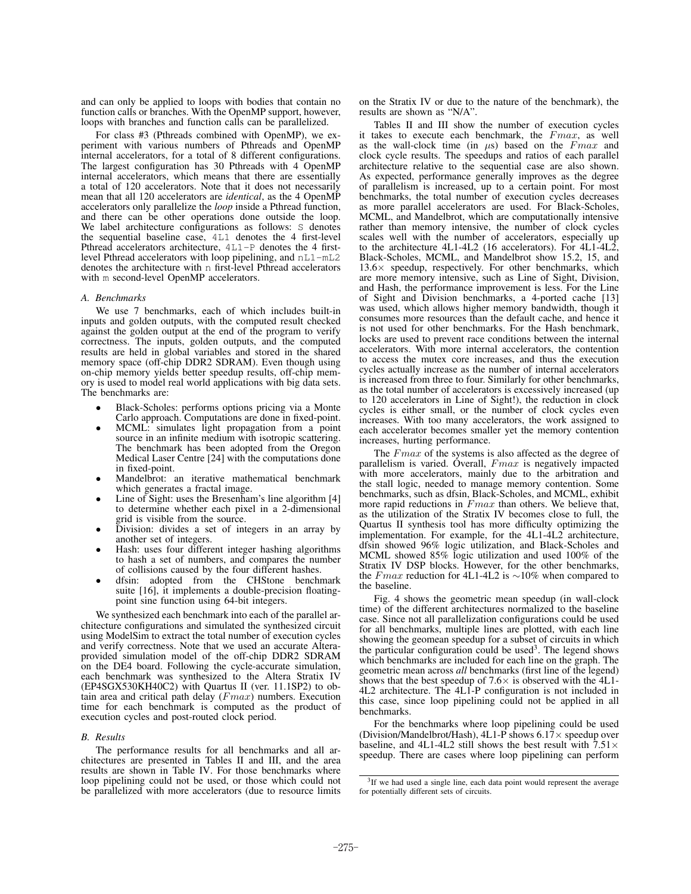and can only be applied to loops with bodies that contain no function calls or branches. With the OpenMP support, however, loops with branches and function calls can be parallelized.

For class #3 (Pthreads combined with OpenMP), we experiment with various numbers of Pthreads and OpenMP internal accelerators, for a total of 8 different configurations. The largest configuration has 30 Pthreads with 4 OpenMP internal accelerators, which means that there are essentially a total of 120 accelerators. Note that it does not necessarily mean that all 120 accelerators are *identical*, as the 4 OpenMP accelerators only parallelize the *loop* inside a Pthread function, and there can be other operations done outside the loop. We label architecture configurations as follows: `S` denotes the sequential baseline case, `4L1` denotes the 4 first-level Pthread accelerators architecture, `4L1-P` denotes the 4 first-level Pthread accelerators with loop pipelining, and `nL1-mL2` denotes the architecture with n first-level Pthread accelerators with m second-level OpenMP accelerators.

### A. Benchmarks

We use 7 benchmarks, each of which includes built-in inputs and golden outputs, with the computed result checked against the golden output at the end of the program to verify correctness. The inputs, golden outputs, and the computed results are held in global variables and stored in the shared memory space (off-chip DDR2 SDRAM). Even though using on-chip memory yields better speedup results, off-chip memory is used to model real world applications with big data sets. The benchmarks are:

- Black-Scholes: performs options pricing via a Monte Carlo approach. Computations are done in fixed-point.
- MCML: simulates light propagation from a point source in an infinite medium with isotropic scattering. The benchmark has been adopted from the Oregon Medical Laser Centre [24] with the computations done in fixed-point.
- Mandelbrot: an iterative mathematical benchmark which generates a fractal image.
- Line of Sight: uses the Bresenham's line algorithm [4] to determine whether each pixel in a 2-dimensional grid is visible from the source.
- Division: divides a set of integers in an array by another set of integers.
- Hash: uses four different integer hashing algorithms to hash a set of numbers, and compares the number of collisions caused by the four different hashes.
- dfsin: adopted from the CHStone benchmark suite [16], it implements a double-precision floating-point sine function using 64-bit integers.

We synthesized each benchmark into each of the parallel architecture configurations and simulated the synthesized circuit using ModelSim to extract the total number of execution cycles and verify correctness. Note that we used an accurate Altera-provided simulation model of the off-chip DDR2 SDRAM on the DE4 board. Following the cycle-accurate simulation, each benchmark was synthesized to the Altera Stratix IV (EP4SGX530KH40C2) with Quartus II (ver. 11.1SP2) to obtain area and critical path delay ($Fmax$) numbers. Execution time for each benchmark is computed as the product of execution cycles and post-routed clock period.

### B. Results

The performance results for all benchmarks and all architectures are presented in Tables II and III, and the area results are shown in Table IV. For those benchmarks where loop pipelining could not be used, or those which could not be parallelized with more accelerators (due to resource limits on the Stratix IV or due to the nature of the benchmark), the results are shown as "N/A".

Tables II and III show the number of execution cycles it takes to execute each benchmark, the $Fmax$, as well as the wall-clock time (in $\mu$s) based on the $Fmax$ and clock cycle results. The speedups and ratios of each parallel architecture relative to the sequential case are also shown. As expected, performance generally improves as the degree of parallelism is increased, up to a certain point. For most benchmarks, the total number of execution cycles decreases as more parallel accelerators are used. For Black-Scholes, MCML, and Mandelbrot, which are computationally intensive rather than memory intensive, the number of clock cycles scales well with the number of accelerators, especially up to the architecture 4L1-4L2 (16 accelerators). For 4L1-4L2, Black-Scholes, MCML, and Mandelbrot show 15.2, 15, and 13.6× speedup, respectively. For other benchmarks, which are more memory intensive, such as Line of Sight, Division, and Hash, the performance improvement is less. For the Line of Sight and Division benchmarks, a 4-ported cache [13] was used, which allows higher memory bandwidth, though it consumes more resources than the default cache, and hence it is not used for other benchmarks. For the Hash benchmark, locks are used to prevent race conditions between the internal accelerators. With more internal accelerators, the contention to access the mutex core increases, and thus the execution cycles actually increase as the number of internal accelerators is increased from three to four. Similarly for other benchmarks, as the total number of accelerators is excessively increased (up to 120 accelerators in Line of Sight!), the reduction in clock cycles is either small, or the number of clock cycles even increases. With too many accelerators, the work assigned to each accelerator becomes smaller yet the memory contention increases, hurting performance.

The $Fmax$ of the systems is also affected as the degree of parallelism is varied. Overall, $Fmax$ is negatively impacted with more accelerators, mainly due to the arbitration and the stall logic, needed to manage memory contention. Some benchmarks, such as dfsin, Black-Scholes, and MCML, exhibit more rapid reductions in $Fmax$ than others. We believe that, as the utilization of the Stratix IV becomes close to full, the Quartus II synthesis tool has more difficulty optimizing the implementation. For example, for the 4L1-4L2 architecture, dfsin showed 96% logic utilization, and Black-Scholes and MCML showed 85% logic utilization and used 100% of the Stratix IV DSP blocks. However, for the other benchmarks, the $Fmax$ reduction for 4L1-4L2 is ∼10% when compared to the baseline.

Fig. 4 shows the geometric mean speedup (in wall-clock time) of the different architectures normalized to the baseline case. Since not all parallelization configurations could be used for all benchmarks, multiple lines are plotted, with each line showing the geomean speedup for a subset of circuits in which the particular configuration could be used[3]. The legend shows which benchmarks are included for each line on the graph. The geometric mean across *all* benchmarks (first line of the legend) shows that the best speedup of 7.6× is observed with the 4L1-4L2 architecture. The 4L1-P configuration is not included in this case, since loop pipelining could not be applied in all benchmarks.

For the benchmarks where loop pipelining could be used (Division/Mandelbrot/Hash), 4L1-P shows 6.17× speedup over baseline, and 4L1-4L2 still shows the best result with 7.51× speedup. There are cases where loop pipelining can perform

[3] If we had used a single line, each data point would represent the average for potentially different sets of circuits.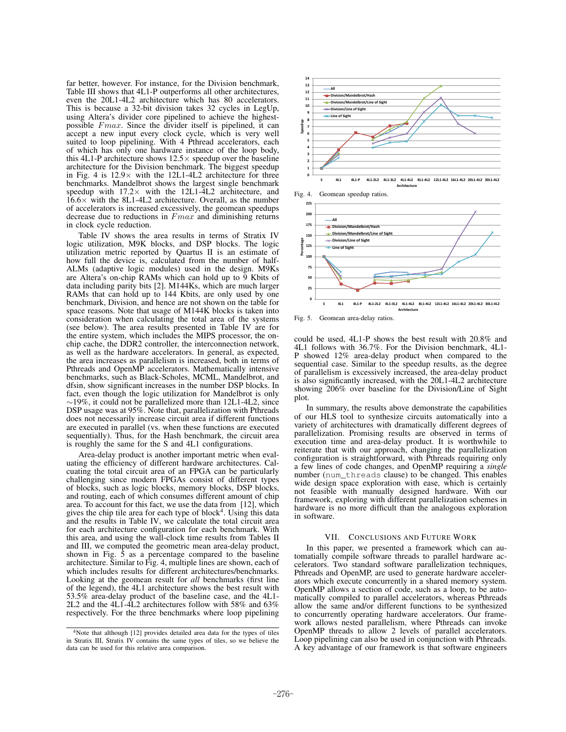far better, however. For instance, for the Division benchmark, Table III shows that 4L1-P outperforms all other architectures, even the 20L1-4L2 architecture which has 80 accelerators. This is because a 32-bit division takes 32 cycles in LegUp, using Altera's divider core pipelined to achieve the highest-possible $Fmax$. Since the divider itself is pipelined, it can accept a new input every clock cycle, which is very well suited to loop pipelining. With 4 Pthread accelerators, each of which has only one hardware instance of the loop body, this 4L1-P architecture shows 12.5× speedup over the baseline architecture for the Division benchmark. The biggest speedup in Fig. 4 is 12.9× with the 12L1-4L2 architecture for three benchmarks. Mandelbrot shows the largest single benchmark speedup with 17.2× with the 12L1-4L2 architecture, and 16.6× with the 8L1-4L2 architecture. Overall, as the number of accelerators is increased excessively, the geomean speedups decrease due to reductions in $Fmax$ and diminishing returns in clock cycle reduction.

Table IV shows the area results in terms of Stratix IV logic utilization, M9K blocks, and DSP blocks. The logic utilization metric reported by Quartus II is an estimate of how full the device is, calculated from the number of half-ALMs (adaptive logic modules) used in the design. M9Ks are Altera's on-chip RAMs which can hold up to 9 Kbits of data including parity bits [2]. M144Ks, which are much larger RAMs that can hold up to 144 Kbits, are only used by one benchmark, Division, and hence are not shown on the table for space reasons. Note that usage of M144K blocks is taken into consideration when calculating the total area of the systems (see below). The area results presented in Table IV are for the entire system, which includes the MIPS processor, the on-chip cache, the DDR2 controller, the interconnection network, as well as the hardware accelerators. In general, as expected, the area increases as parallelism is increased, both in terms of Pthreads and OpenMP accelerators. Mathematically intensive benchmarks, such as Black-Scholes, MCML, Mandelbrot, and dfsin, show significant increases in the number DSP blocks. In fact, even though the logic utilization for Mandelbrot is only ∼19%, it could not be parallelized more than 12L1-4L2, since DSP usage was at 95%. Note that, parallelization with Pthreads does not necessarily increase circuit area if different functions are executed in parallel (vs. when these functions are executed sequentially). Thus, for the Hash benchmark, the circuit area is roughly the same for the S and 4L1 configurations.

Area-delay product is another important metric when evaluating the efficiency of different hardware architectures. Calcuating the total circuit area of an FPGA can be particularly challenging since modern FPGAs consist of different types of blocks, such as logic blocks, memory blocks, DSP blocks, and routing, each of which consumes different amount of chip area. To account for this fact, we use the data from [12], which gives the chip tile area for each type of block[4]. Using this data and the results in Table IV, we calculate the total circuit area for each architecture configuration for each benchmark. With this area, and using the wall-clock time results from Tables II and III, we computed the geometric mean area-delay product, shown in Fig. 5 as a percentage compared to the baseline architecture. Similar to Fig. 4, multiple lines are shown, each of which includes results for different architectures/benchmarks. Looking at the geomean result for *all* benchmarks (first line of the legend), the 4L1 architecture shows the best result with 53.5% area-delay product of the baseline case, and the 4L1-2L2 and the 4L1-4L2 architectures follow with 58% and 63% respectively. For the three benchmarks where loop pipelining could be used, 4L1-P shows the best result with 20.8% and 4L1 follows with 36.7%. For the Division benchmark, 4L1-P showed 12% area-delay product when compared to the sequential case. Similar to the speedup results, as the degree of parallelism is excessively increased, the area-delay product is also significantly increased, with the 20L1-4L2 architecture showing 206% over baseline for the Division/Line of Sight plot.

Fig. 4. Geomean speedup ratios.

Fig. 5. Geomean area-delay ratios.

In summary, the results above demonstrate the capabilities of our HLS tool to synthesize circuits automatically into a variety of architectures with dramatically different degrees of parallelization. Promising results are observed in terms of execution time and area-delay product. It is worthwhile to reiterate that with our approach, changing the parallelization configuration is straightforward, with Pthreads requiring only a few lines of code changes, and OpenMP requiring a *single* number (`num_threads` clause) to be changed. This enables wide design space exploration with ease, which is certainly not feasible with manually designed hardware. With our framework, exploring with different parallelization schemes in hardware is no more difficult than the analogous exploration in software.

## VII. Conclusions and Future Work

In this paper, we presented a framework which can automatically compile software threads to parallel hardware accelerators. Two standard software parallelization techniques, Pthreads and OpenMP, are used to generate hardware accelerators which execute concurrently in a shared memory system. OpenMP allows a section of code, such as a loop, to be automatically compiled to parallel accelerators, whereas Pthreads allow the same and/or different functions to be synthesized to concurrently operating hardware accelerators. Our framework allows nested parallelism, where Pthreads can invoke OpenMP threads to allow 2 levels of parallel accelerators. Loop pipelining can also be used in conjunction with Pthreads. A key advantage of our framework is that software engineers

[4] Note that although [12] provides detailed area data for the types of tiles in Stratix III, Stratix IV contains the same types of tiles, so we believe the data can be used for this relative area comparison.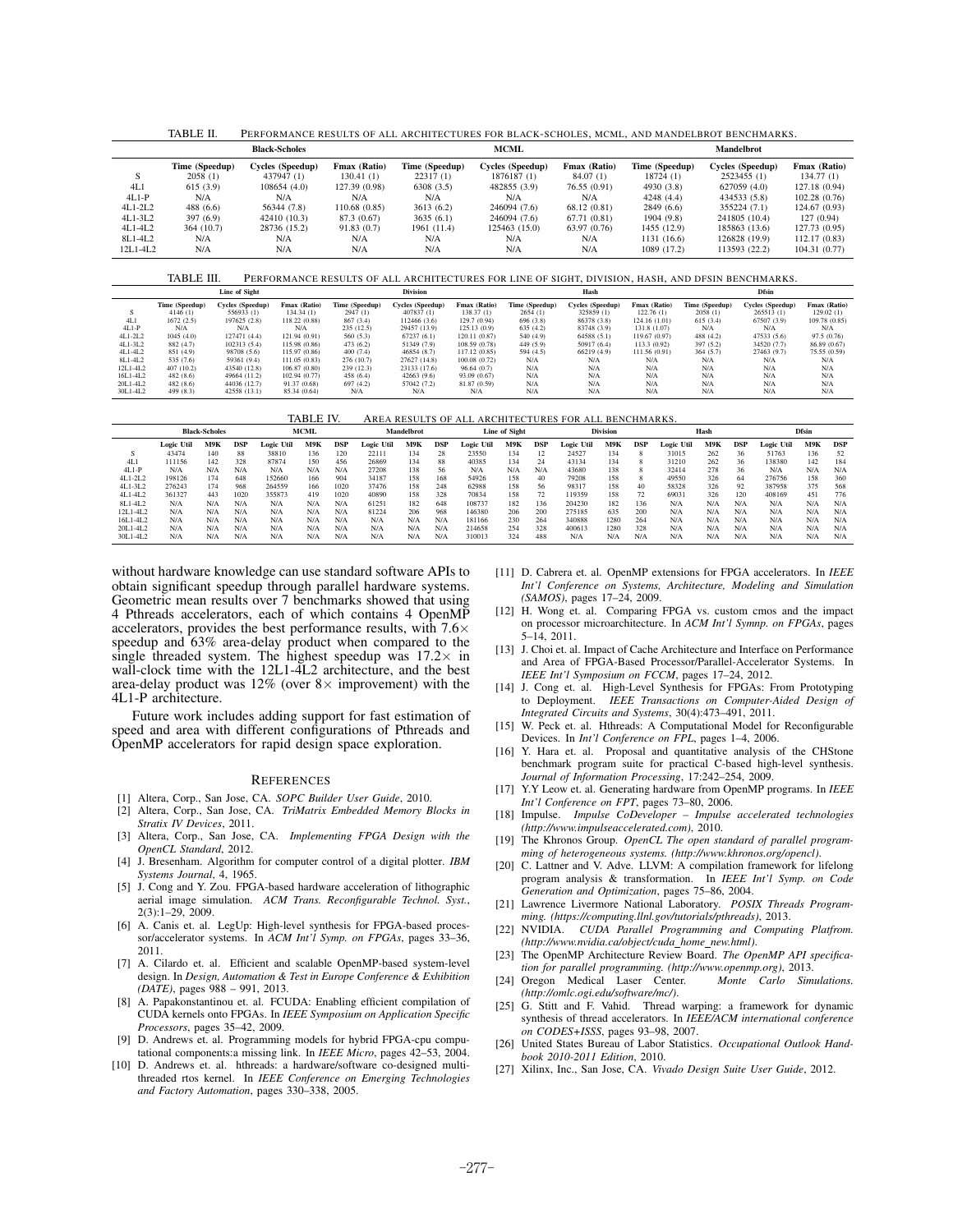TABLE II. Performance results of all architectures for Black-Scholes, MCML, and Mandelbrot benchmarks.

| | Black-Scholes | | | MCML | | | Mandelbrot | | |
|---|---|---|---|---|---|---|---|---|---|
| | Time (Speedup) | Cycles (Speedup) | Fmax (Ratio) | Time (Speedup) | Cycles (Speedup) | Fmax (Ratio) | Time (Speedup) | Cycles (Speedup) | Fmax (Ratio) |
| S | 2058 (1) | 437947 (1) | 130.41 (1) | 22317 (1) | 1876187 (1) | 84.07 (1) | 18724 (1) | 2523455 (1) | 134.77 (1) |
| 4L1 | 615 (3.9) | 108654 (4.0) | 127.39 (0.98) | 6308 (3.5) | 482855 (3.9) | 76.55 (0.91) | 4930 (3.8) | 627059 (4.0) | 127.18 (0.94) |
| 4L1-P | N/A | N/A | N/A | N/A | N/A | N/A | 4248 (4.4) | 434533 (5.8) | 102.28 (0.76) |
| 4L1-2L2 | 488 (6.6) | 56344 (7.8) | 110.68 (0.85) | 3613 (6.2) | 246094 (7.6) | 68.12 (0.81) | 2849 (6.6) | 355224 (7.1) | 124.67 (0.93) |
| 4L1-3L2 | 397 (6.9) | 42410 (10.3) | 87.3 (0.67) | 3635 (6.1) | 246094 (7.6) | 67.71 (0.81) | 1904 (9.8) | 241805 (10.4) | 127 (0.94) |
| 4L1-4L2 | 364 (10.7) | 28736 (15.2) | 91.83 (0.7) | 1961 (11.4) | 125463 (15.0) | 63.97 (0.76) | 1455 (12.9) | 185863 (13.6) | 127.73 (0.95) |
| 8L1-4L2 | N/A | N/A | N/A | N/A | N/A | N/A | 1131 (16.6) | 126828 (19.9) | 112.17 (0.83) |
| 12L1-4L2 | N/A | N/A | N/A | N/A | N/A | N/A | 1089 (17.2) | 113593 (22.2) | 104.31 (0.77) |

TABLE III. Performance results of all architectures for Line of Sight, Division, Hash, and Dfsin benchmarks.

| | Line of Sight | | | Division | | | Hash | | | Dfsin | | |
|---|---|---|---|---|---|---|---|---|---|---|---|---|
| | Time (Speedup) | Cycles (Speedup) | Fmax (Ratio) | Time (Speedup) | Cycles (Speedup) | Fmax (Ratio) | Time (Speedup) | Cycles (Speedup) | Fmax (Ratio) | Time (Speedup) | Cycles (Speedup) | Fmax (Ratio) |
| S | 4146 (1) | 556933 (1) | 134.34 (1) | 2947 (1) | 407837 (1) | 138.37 (1) | 2654 (1) | 325859 (1) | 122.76 (1) | 2058 (1) | 265513 (1) | 129.02 (1) |
| 4L1 | 1672 (2.5) | 197625 (2.8) | 118.22 (0.88) | 867 (3.4) | 112466 (3.6) | 129.7 (0.94) | 696 (3.8) | 86378 (3.8) | 124.16 (1.01) | 615 (3.4) | 67507 (3.9) | 109.78 (0.85) |
| 4L1-P | N/A | N/A | N/A | 235 (12.5) | 29457 (13.9) | 125.13 (0.9) | 635 (4.2) | 83748 (3.9) | 131.8 (1.07) | N/A | N/A | N/A |
| 4L1-2L2 | 1045 (4.0) | 127471 (4.4) | 121.94 (0.91) | 560 (5.3) | 67237 (6.1) | 120.11 (0.87) | 540 (4.9) | 64588 (5.1) | 119.67 (0.97) | 488 (4.2) | 47533 (5.6) | 97.5 (0.76) |
| 4L1-3L2 | 882 (4.7) | 102313 (5.4) | 115.98 (0.86) | 473 (6.2) | 51349 (7.9) | 108.59 (0.78) | 449 (5.9) | 50917 (6.4) | 113.3 (0.92) | 397 (5.2) | 34520 (7.7) | 86.89 (0.67) |
| 4L1-4L2 | 851 (4.9) | 98708 (5.6) | 115.97 (0.86) | 400 (7.4) | 46854 (8.7) | 117.12 (0.85) | 594 (4.5) | 66219 (4.9) | 111.56 (0.91) | 364 (5.7) | 27463 (9.7) | 75.55 (0.59) |
| 8L1-4L2 | 535 (7.6) | 59361 (9.4) | 111.05 (0.83) | 276 (10.7) | 27627 (14.8) | 100.08 (0.72) | N/A | N/A | N/A | N/A | N/A | N/A |
| 12L1-4L2 | 407 (10.2) | 43540 (12.8) | 106.87 (0.80) | 239 (12.3) | 23133 (17.6) | 96.64 (0.7) | N/A | N/A | N/A | N/A | N/A | N/A |
| 16L1-4L2 | 482 (8.6) | 49664 (11.2) | 102.94 (0.77) | 458 (6.4) | 42663 (9.6) | 93.09 (0.67) | N/A | N/A | N/A | N/A | N/A | N/A |
| 20L1-4L2 | 482 (8.6) | 44036 (12.7) | 91.37 (0.68) | 697 (4.2) | 57042 (7.2) | 81.87 (0.59) | N/A | N/A | N/A | N/A | N/A | N/A |
| 30L1-4L2 | 499 (8.3) | 42558 (13.1) | 85.34 (0.64) | N/A | N/A | N/A | N/A | N/A | N/A | N/A | N/A | N/A |

TABLE IV. Area results of all architectures for all benchmarks.

| | Black-Scholes | | | MCML | | | Mandelbrot | | | Line of Sight | | | Division | | | Hash | | | Dfsin | | |
|---|---|---|---|---|---|---|---|---|---|---|---|---|---|---|---|---|---|---|---|---|---|
| | Logic Util | M9K | DSP | Logic Util | M9K | DSP | Logic Util | M9K | DSP | Logic Util | M9K | DSP | Logic Util | M9K | DSP | Logic Util | M9K | DSP | Logic Util | M9K | DSP |
| S | 43474 | 140 | 88 | 38810 | 136 | 120 | 22111 | 134 | 28 | 23550 | 134 | 12 | 24527 | 134 | 8 | 31015 | 262 | 36 | 51763 | 136 | 52 |
| 4L1 | 111156 | 142 | 328 | 87874 | 150 | 456 | 26869 | 134 | 88 | 40385 | 134 | 24 | 43134 | 134 | 8 | 31210 | 262 | 36 | 138380 | 142 | 184 |
| 4L1-P | N/A | N/A | N/A | N/A | N/A | N/A | 27208 | 138 | 56 | N/A | N/A | N/A | 43680 | 138 | 8 | 32414 | 278 | 36 | N/A | N/A | N/A |
| 4L1-2L2 | 198126 | 174 | 648 | 152660 | 166 | 904 | 34187 | 158 | 168 | 54926 | 158 | 40 | 79208 | 158 | 8 | 49550 | 326 | 64 | 276756 | 158 | 360 |
| 4L1-3L2 | 276243 | 174 | 968 | 264559 | 166 | 1020 | 37476 | 158 | 248 | 62988 | 158 | 56 | 98317 | 158 | 40 | 58328 | 326 | 92 | 387958 | 375 | 568 |
| 4L1-4L2 | 361327 | 443 | 1020 | 355873 | 419 | 1020 | 40890 | 158 | 328 | 70834 | 158 | 72 | 119359 | 158 | 72 | 69031 | 326 | 120 | 408169 | 451 | 776 |
| 8L1-4L2 | N/A | N/A | N/A | N/A | N/A | N/A | 61251 | 182 | 648 | 108737 | 182 | 136 | 204230 | 182 | 136 | N/A | N/A | N/A | N/A | N/A | N/A |
| 12L1-4L2 | N/A | N/A | N/A | N/A | N/A | N/A | 81224 | 206 | 968 | 146380 | 206 | 200 | 275185 | 635 | 200 | N/A | N/A | N/A | N/A | N/A | N/A |
| 16L1-4L2 | N/A | N/A | N/A | N/A | N/A | N/A | N/A | N/A | N/A | 181166 | 230 | 264 | 340888 | 1280 | 264 | N/A | N/A | N/A | N/A | N/A | N/A |
| 20L1-4L2 | N/A | N/A | N/A | N/A | N/A | N/A | N/A | N/A | N/A | 214658 | 254 | 328 | 400613 | 1280 | 328 | N/A | N/A | N/A | N/A | N/A | N/A |
| 30L1-4L2 | N/A | N/A | N/A | N/A | N/A | N/A | N/A | N/A | N/A | 310013 | 324 | 488 | N/A | N/A | N/A | N/A | N/A | N/A | N/A | N/A | N/A |

without hardware knowledge can use standard software APIs to obtain significant speedup through parallel hardware systems. Geometric mean results over 7 benchmarks showed that using 4 Pthreads accelerators, each of which contains 4 OpenMP accelerators, provides the best performance results, with 7.6× speedup and 63% area-delay product when compared to the single threaded system. The highest speedup was 17.2× in wall-clock time with the 12L1-4L2 architecture, and the best area-delay product was 12% (over 8× improvement) with the 4L1-P architecture.

Future work includes adding support for fast estimation of speed and area with different configurations of Pthreads and OpenMP accelerators for rapid design space exploration.

## References

[1] Altera, Corp., San Jose, CA. *SOPC Builder User Guide*, 2010.

[2] Altera, Corp., San Jose, CA. *TriMatrix Embedded Memory Blocks in Stratix IV Devices*, 2011.

[3] Altera, Corp., San Jose, CA. *Implementing FPGA Design with the OpenCL Standard*, 2012.

[4] J. Bresenham. Algorithm for computer control of a digital plotter. *IBM Systems Journal*, 4, 1965.

[5] J. Cong and Y. Zou. FPGA-based hardware acceleration of lithographic aerial image simulation. *ACM Trans. Reconfigurable Technol. Syst.*, 2(3):1–29, 2009.

[6] A. Canis et. al. LegUp: High-level synthesis for FPGA-based processor/accelerator systems. In *ACM Int'l Symp. on FPGAs*, pages 33–36, 2011.

[7] A. Cilardo et. al. Efficient and scalable OpenMP-based system-level design. In *Design, Automation & Test in Europe Conference & Exhibition (DATE)*, pages 988 – 991, 2013.

[8] A. Papakonstantinou et. al. FCUDA: Enabling efficient compilation of CUDA kernels onto FPGAs. In *IEEE Symposium on Application Specific Processors*, pages 35–42, 2009.

[9] D. Andrews et. al. Programming models for hybrid FPGA-cpu computational components:a missing link. In *IEEE Micro*, pages 42–53, 2004.

[10] D. Andrews et. al. hthreads: a hardware/software co-designed multithreaded rtos kernel. In *IEEE Conference on Emerging Technologies and Factory Automation*, pages 330–338, 2005.

[11] D. Cabrera et. al. OpenMP extensions for FPGA accelerators. In *IEEE Int'l Conference on Systems, Architecture, Modeling and Simulation (SAMOS)*, pages 17–24, 2009.

[12] H. Wong et. al. Comparing FPGA vs. custom cmos and the impact on processor microarchitecture. In *ACM Int'l Symnp. on FPGAs*, pages 5–14, 2011.

[13] J. Choi et. al. Impact of Cache Architecture and Interface on Performance and Area of FPGA-Based Processor/Parallel-Accelerator Systems. In *IEEE Int'l Symposium on FCCM*, pages 17–24, 2012.

[14] J. Cong et. al. High-Level Synthesis for FPGAs: From Prototyping to Deployment. *IEEE Transactions on Computer-Aided Design of Integrated Circuits and Systems*, 30(4):473–491, 2011.

[15] W. Peck et. al. Hthreads: A Computational Model for Reconfigurable Devices. In *Int'l Conference on FPL*, pages 1–4, 2006.

[16] Y. Hara et. al. Proposal and quantitative analysis of the CHStone benchmark program suite for practical C-based high-level synthesis. *Journal of Information Processing*, 17:242–254, 2009.

[17] Y.Y Leow et. al. Generating hardware from OpenMP programs. In *IEEE Int'l Conference on FPT*, pages 73–80, 2006.

[18] Impulse. *Impulse CoDeveloper – Impulse accelerated technologies (http://www.impulseaccelerated.com)*, 2010.

[19] The Khronos Group. *OpenCL The open standard of parallel programming of heterogeneous systems. (http://www.khronos.org/opencl)*.

[20] C. Lattner and V. Adve. LLVM: A compilation framework for lifelong program analysis & transformation. In *IEEE Int'l Symp. on Code Generation and Optimization*, pages 75–86, 2004.

[21] Lawrence Livermore National Laboratory. *POSIX Threads Programming. (https://computing.llnl.gov/tutorials/pthreads)*, 2013.

[22] NVIDIA. *CUDA Parallel Programming and Computing Platfrom. (http://www.nvidia.ca/object/cuda_home_new.html)*.

[23] The OpenMP Architecture Review Board. *The OpenMP API specification for parallel programming. (http://www.openmp.org)*, 2013.

[24] Oregon Medical Laser Center. *Monte Carlo Simulations. (http://omlc.ogi.edu/software/mc/)*.

[25] G. Stitt and F. Vahid. Thread warping: a framework for dynamic synthesis of thread accelerators. In *IEEE/ACM international conference on CODES+ISSS*, pages 93–98, 2007.

[26] United States Bureau of Labor Statistics. *Occupational Outlook Handbook 2010-2011 Edition*, 2010.

[27] Xilinx, Inc., San Jose, CA. *Vivado Design Suite User Guide*, 2012.